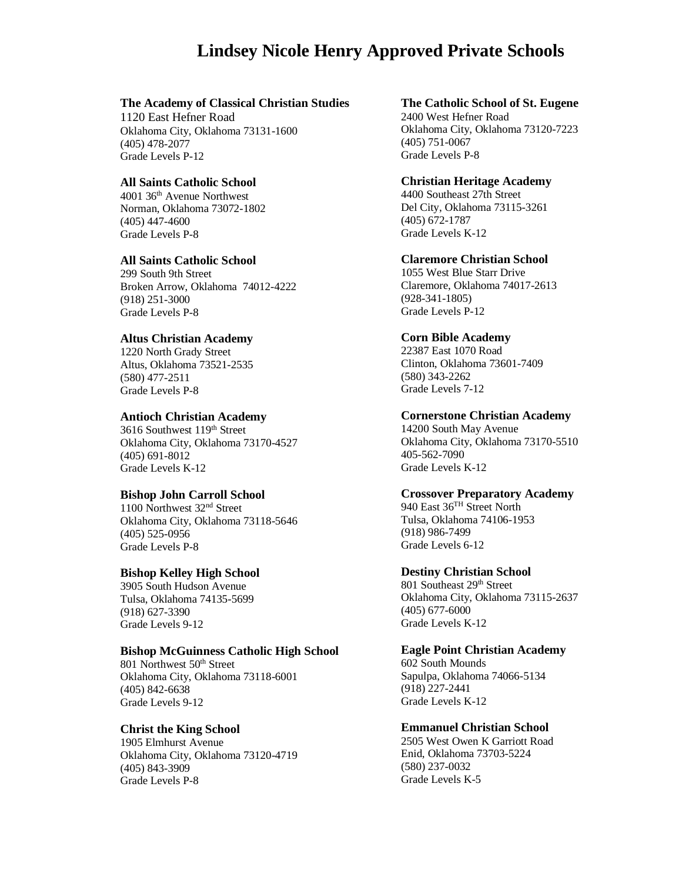# Lindsey Nicole Henry Approved Private Schools

**The Academy of Classical Christian Studies**
1120 East Hefner Road
Oklahoma City, Oklahoma 73131-1600
(405) 478-2077
Grade Levels P-12

**All Saints Catholic School**
4001 36th Avenue Northwest
Norman, Oklahoma 73072-1802
(405) 447-4600
Grade Levels P-8

**All Saints Catholic School**
299 South 9th Street
Broken Arrow, Oklahoma 74012-4222
(918) 251-3000
Grade Levels P-8

**Altus Christian Academy**
1220 North Grady Street
Altus, Oklahoma 73521-2535
(580) 477-2511
Grade Levels P-8

**Antioch Christian Academy**
3616 Southwest 119th Street
Oklahoma City, Oklahoma 73170-4527
(405) 691-8012
Grade Levels K-12

**Bishop John Carroll School**
1100 Northwest 32nd Street
Oklahoma City, Oklahoma 73118-5646
(405) 525-0956
Grade Levels P-8

**Bishop Kelley High School**
3905 South Hudson Avenue
Tulsa, Oklahoma 74135-5699
(918) 627-3390
Grade Levels 9-12

**Bishop McGuinness Catholic High School**
801 Northwest 50th Street
Oklahoma City, Oklahoma 73118-6001
(405) 842-6638
Grade Levels 9-12

**Christ the King School**
1905 Elmhurst Avenue
Oklahoma City, Oklahoma 73120-4719
(405) 843-3909
Grade Levels P-8

**The Catholic School of St. Eugene**
2400 West Hefner Road
Oklahoma City, Oklahoma 73120-7223
(405) 751-0067
Grade Levels P-8

**Christian Heritage Academy**
4400 Southeast 27th Street
Del City, Oklahoma 73115-3261
(405) 672-1787
Grade Levels K-12

**Claremore Christian School**
1055 West Blue Starr Drive
Claremore, Oklahoma 74017-2613
(928-341-1805)
Grade Levels P-12

**Corn Bible Academy**
22387 East 1070 Road
Clinton, Oklahoma 73601-7409
(580) 343-2262
Grade Levels 7-12

**Cornerstone Christian Academy**
14200 South May Avenue
Oklahoma City, Oklahoma 73170-5510
405-562-7090
Grade Levels K-12

**Crossover Preparatory Academy**
940 East 36TH Street North
Tulsa, Oklahoma 74106-1953
(918) 986-7499
Grade Levels 6-12

**Destiny Christian School**
801 Southeast 29th Street
Oklahoma City, Oklahoma 73115-2637
(405) 677-6000
Grade Levels K-12

**Eagle Point Christian Academy**
602 South Mounds
Sapulpa, Oklahoma 74066-5134
(918) 227-2441
Grade Levels K-12

**Emmanuel Christian School**
2505 West Owen K Garriott Road
Enid, Oklahoma 73703-5224
(580) 237-0032
Grade Levels K-5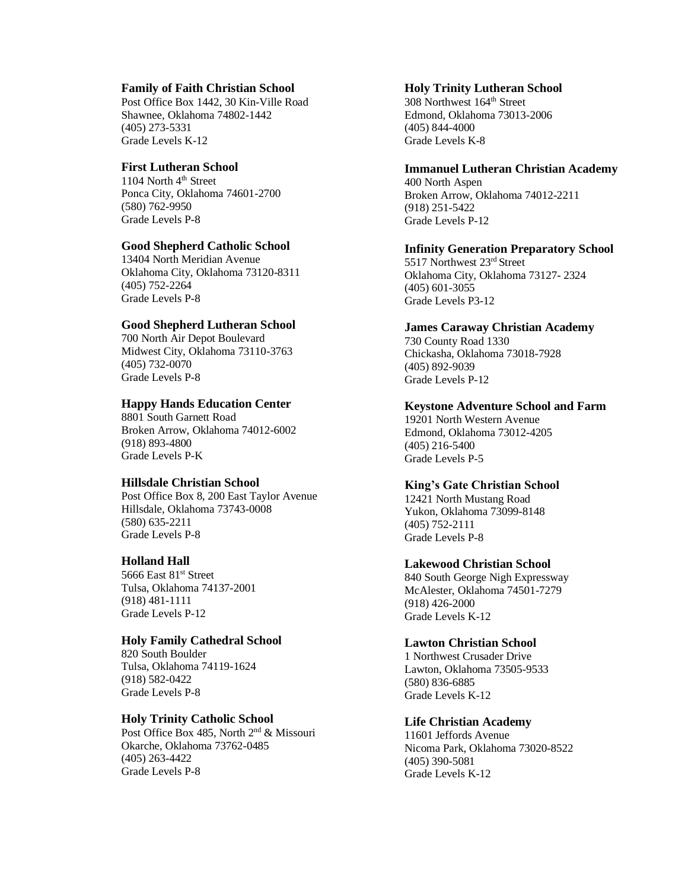**Family of Faith Christian School**
Post Office Box 1442, 30 Kin-Ville Road
Shawnee, Oklahoma 74802-1442
(405) 273-5331
Grade Levels K-12

**First Lutheran School**
1104 North 4th Street
Ponca City, Oklahoma 74601-2700
(580) 762-9950
Grade Levels P-8

**Good Shepherd Catholic School**
13404 North Meridian Avenue
Oklahoma City, Oklahoma 73120-8311
(405) 752-2264
Grade Levels P-8

**Good Shepherd Lutheran School**
700 North Air Depot Boulevard
Midwest City, Oklahoma 73110-3763
(405) 732-0070
Grade Levels P-8

**Happy Hands Education Center**
8801 South Garnett Road
Broken Arrow, Oklahoma 74012-6002
(918) 893-4800
Grade Levels P-K

**Hillsdale Christian School**
Post Office Box 8, 200 East Taylor Avenue
Hillsdale, Oklahoma 73743-0008
(580) 635-2211
Grade Levels P-8

**Holland Hall**
5666 East 81st Street
Tulsa, Oklahoma 74137-2001
(918) 481-1111
Grade Levels P-12

**Holy Family Cathedral School**
820 South Boulder
Tulsa, Oklahoma 74119-1624
(918) 582-0422
Grade Levels P-8

**Holy Trinity Catholic School**
Post Office Box 485, North 2nd & Missouri
Okarche, Oklahoma 73762-0485
(405) 263-4422
Grade Levels P-8

**Holy Trinity Lutheran School**
308 Northwest 164th Street
Edmond, Oklahoma 73013-2006
(405) 844-4000
Grade Levels K-8

**Immanuel Lutheran Christian Academy**
400 North Aspen
Broken Arrow, Oklahoma 74012-2211
(918) 251-5422
Grade Levels P-12

**Infinity Generation Preparatory School**
5517 Northwest 23rd Street
Oklahoma City, Oklahoma 73127- 2324
(405) 601-3055
Grade Levels P3-12

**James Caraway Christian Academy**
730 County Road 1330
Chickasha, Oklahoma 73018-7928
(405) 892-9039
Grade Levels P-12

**Keystone Adventure School and Farm**
19201 North Western Avenue
Edmond, Oklahoma 73012-4205
(405) 216-5400
Grade Levels P-5

**King's Gate Christian School**
12421 North Mustang Road
Yukon, Oklahoma 73099-8148
(405) 752-2111
Grade Levels P-8

**Lakewood Christian School**
840 South George Nigh Expressway
McAlester, Oklahoma 74501-7279
(918) 426-2000
Grade Levels K-12

**Lawton Christian School**
1 Northwest Crusader Drive
Lawton, Oklahoma 73505-9533
(580) 836-6885
Grade Levels K-12

**Life Christian Academy**
11601 Jeffords Avenue
Nicoma Park, Oklahoma 73020-8522
(405) 390-5081
Grade Levels K-12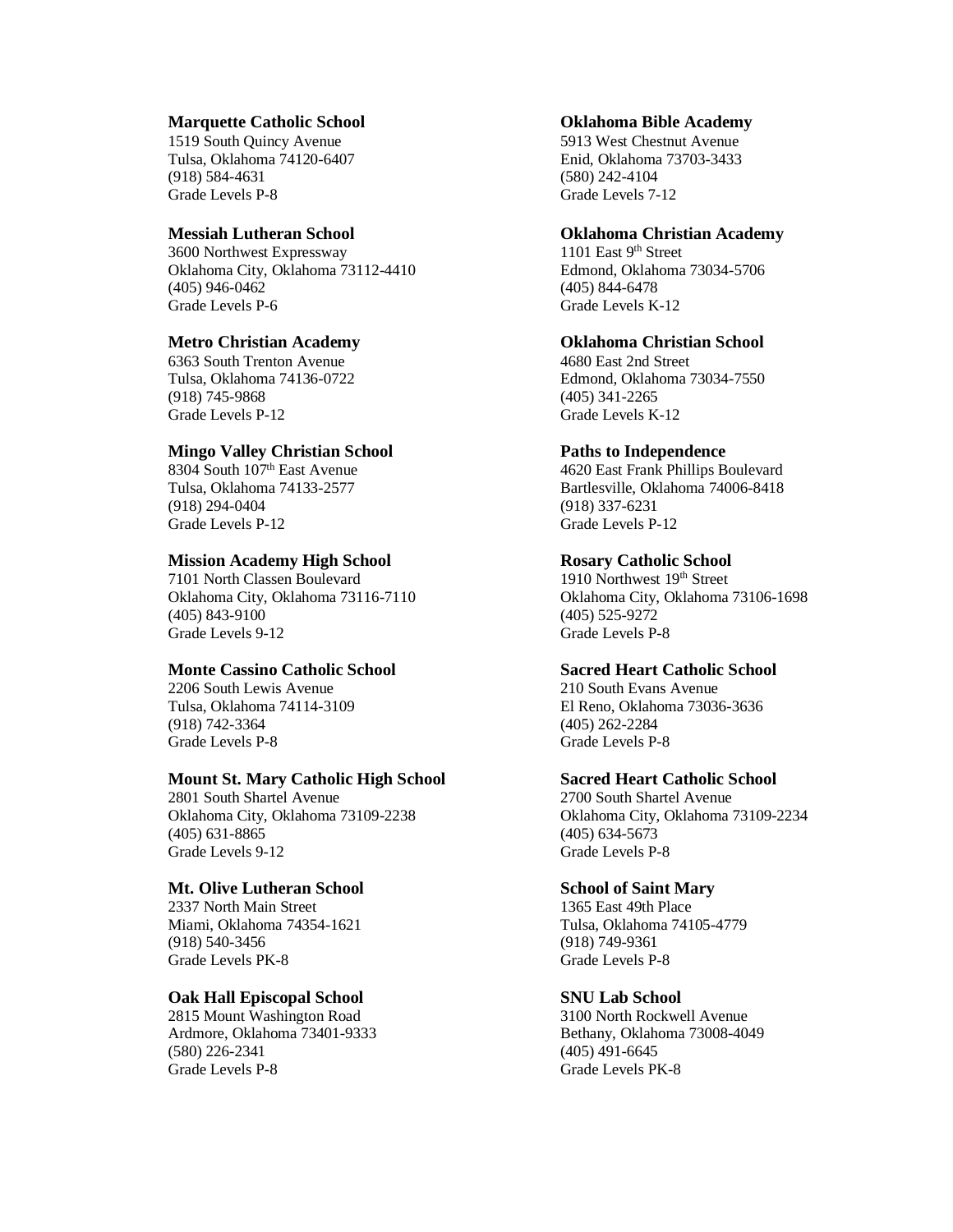**Marquette Catholic School**
1519 South Quincy Avenue
Tulsa, Oklahoma 74120-6407
(918) 584-4631
Grade Levels P-8

**Messiah Lutheran School**
3600 Northwest Expressway
Oklahoma City, Oklahoma 73112-4410
(405) 946-0462
Grade Levels P-6

**Metro Christian Academy**
6363 South Trenton Avenue
Tulsa, Oklahoma 74136-0722
(918) 745-9868
Grade Levels P-12

**Mingo Valley Christian School**
8304 South 107th East Avenue
Tulsa, Oklahoma 74133-2577
(918) 294-0404
Grade Levels P-12

**Mission Academy High School**
7101 North Classen Boulevard
Oklahoma City, Oklahoma 73116-7110
(405) 843-9100
Grade Levels 9-12

**Monte Cassino Catholic School**
2206 South Lewis Avenue
Tulsa, Oklahoma 74114-3109
(918) 742-3364
Grade Levels P-8

**Mount St. Mary Catholic High School**
2801 South Shartel Avenue
Oklahoma City, Oklahoma 73109-2238
(405) 631-8865
Grade Levels 9-12

**Mt. Olive Lutheran School**
2337 North Main Street
Miami, Oklahoma 74354-1621
(918) 540-3456
Grade Levels PK-8

**Oak Hall Episcopal School**
2815 Mount Washington Road
Ardmore, Oklahoma 73401-9333
(580) 226-2341
Grade Levels P-8

**Oklahoma Bible Academy**
5913 West Chestnut Avenue
Enid, Oklahoma 73703-3433
(580) 242-4104
Grade Levels 7-12

**Oklahoma Christian Academy**
1101 East 9th Street
Edmond, Oklahoma 73034-5706
(405) 844-6478
Grade Levels K-12

**Oklahoma Christian School**
4680 East 2nd Street
Edmond, Oklahoma 73034-7550
(405) 341-2265
Grade Levels K-12

**Paths to Independence**
4620 East Frank Phillips Boulevard
Bartlesville, Oklahoma 74006-8418
(918) 337-6231
Grade Levels P-12

**Rosary Catholic School**
1910 Northwest 19th Street
Oklahoma City, Oklahoma 73106-1698
(405) 525-9272
Grade Levels P-8

**Sacred Heart Catholic School**
210 South Evans Avenue
El Reno, Oklahoma 73036-3636
(405) 262-2284
Grade Levels P-8

**Sacred Heart Catholic School**
2700 South Shartel Avenue
Oklahoma City, Oklahoma 73109-2234
(405) 634-5673
Grade Levels P-8

**School of Saint Mary**
1365 East 49th Place
Tulsa, Oklahoma 74105-4779
(918) 749-9361
Grade Levels P-8

**SNU Lab School**
3100 North Rockwell Avenue
Bethany, Oklahoma 73008-4049
(405) 491-6645
Grade Levels PK-8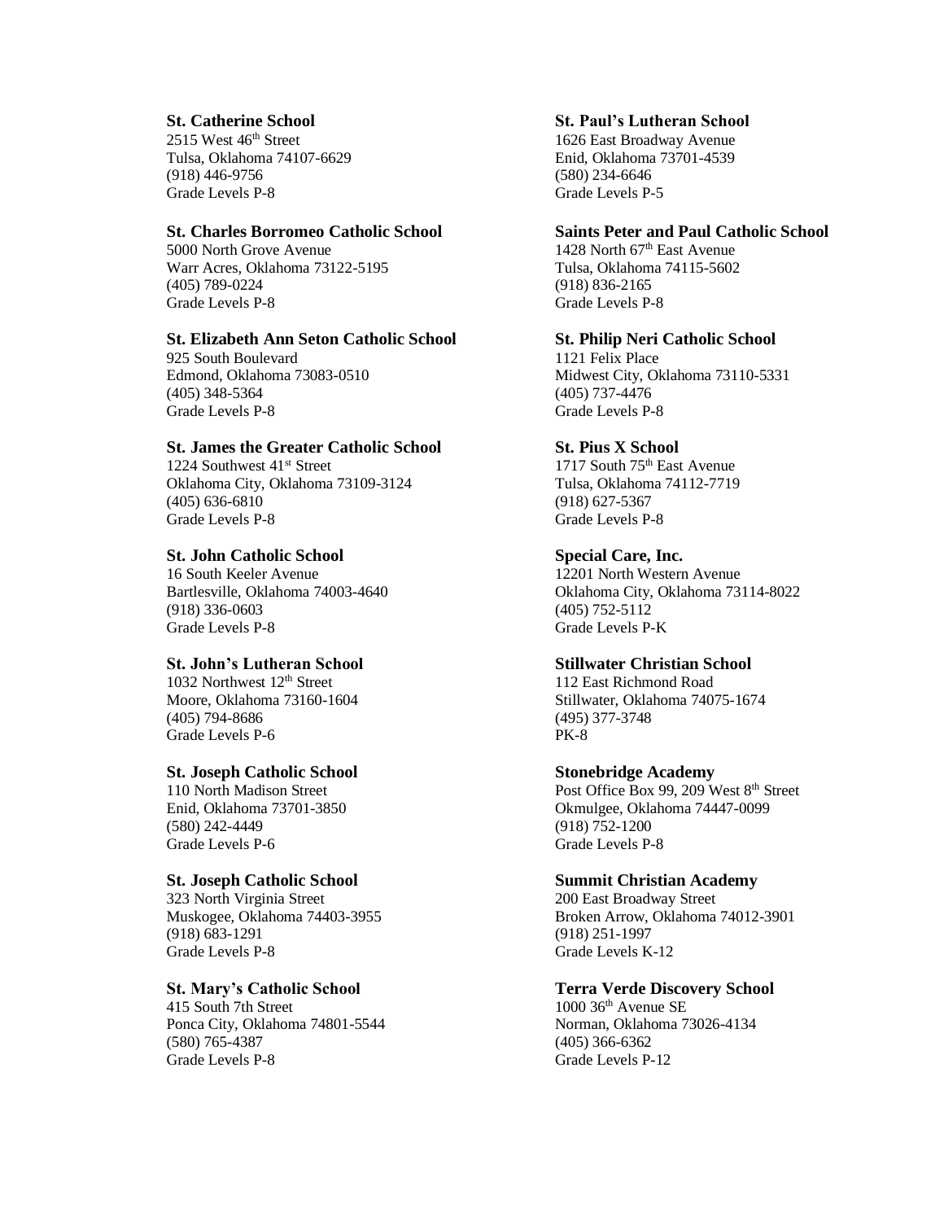**St. Catherine School**
2515 West 46th Street
Tulsa, Oklahoma 74107-6629
(918) 446-9756
Grade Levels P-8

**St. Charles Borromeo Catholic School**
5000 North Grove Avenue
Warr Acres, Oklahoma 73122-5195
(405) 789-0224
Grade Levels P-8

**St. Elizabeth Ann Seton Catholic School**
925 South Boulevard
Edmond, Oklahoma 73083-0510
(405) 348-5364
Grade Levels P-8

**St. James the Greater Catholic School**
1224 Southwest 41st Street
Oklahoma City, Oklahoma 73109-3124
(405) 636-6810
Grade Levels P-8

**St. John Catholic School**
16 South Keeler Avenue
Bartlesville, Oklahoma 74003-4640
(918) 336-0603
Grade Levels P-8

**St. John's Lutheran School**
1032 Northwest 12th Street
Moore, Oklahoma 73160-1604
(405) 794-8686
Grade Levels P-6

**St. Joseph Catholic School**
110 North Madison Street
Enid, Oklahoma 73701-3850
(580) 242-4449
Grade Levels P-6

**St. Joseph Catholic School**
323 North Virginia Street
Muskogee, Oklahoma 74403-3955
(918) 683-1291
Grade Levels P-8

**St. Mary's Catholic School**
415 South 7th Street
Ponca City, Oklahoma 74801-5544
(580) 765-4387
Grade Levels P-8

**St. Paul's Lutheran School**
1626 East Broadway Avenue
Enid, Oklahoma 73701-4539
(580) 234-6646
Grade Levels P-5

**Saints Peter and Paul Catholic School**
1428 North 67th East Avenue
Tulsa, Oklahoma 74115-5602
(918) 836-2165
Grade Levels P-8

**St. Philip Neri Catholic School**
1121 Felix Place
Midwest City, Oklahoma 73110-5331
(405) 737-4476
Grade Levels P-8

**St. Pius X School**
1717 South 75th East Avenue
Tulsa, Oklahoma 74112-7719
(918) 627-5367
Grade Levels P-8

**Special Care, Inc.**
12201 North Western Avenue
Oklahoma City, Oklahoma 73114-8022
(405) 752-5112
Grade Levels P-K

**Stillwater Christian School**
112 East Richmond Road
Stillwater, Oklahoma 74075-1674
(495) 377-3748
PK-8

**Stonebridge Academy**
Post Office Box 99, 209 West 8th Street
Okmulgee, Oklahoma 74447-0099
(918) 752-1200
Grade Levels P-8

**Summit Christian Academy**
200 East Broadway Street
Broken Arrow, Oklahoma 74012-3901
(918) 251-1997
Grade Levels K-12

**Terra Verde Discovery School**
1000 36th Avenue SE
Norman, Oklahoma 73026-4134
(405) 366-6362
Grade Levels P-12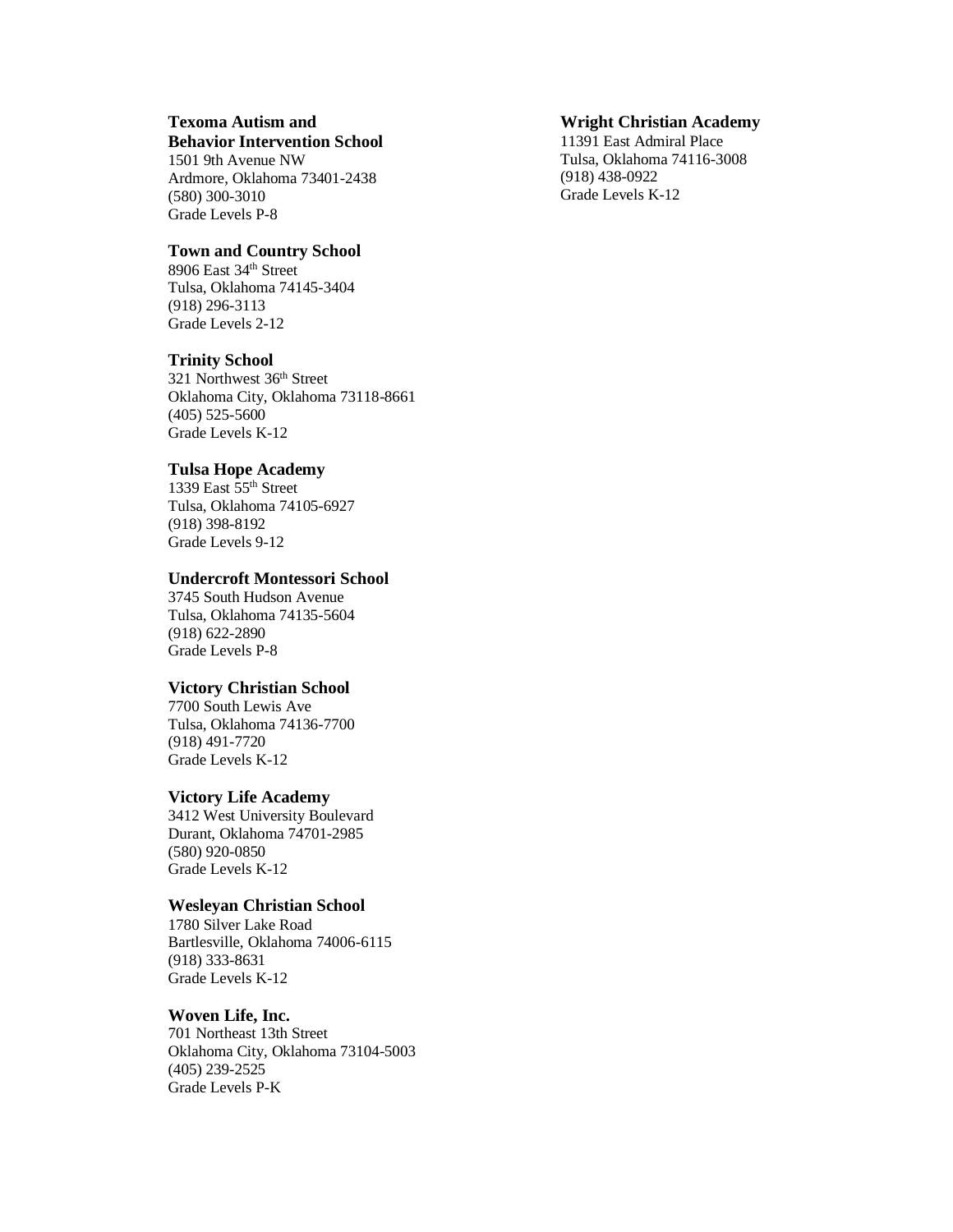**Texoma Autism and Behavior Intervention School**
1501 9th Avenue NW
Ardmore, Oklahoma 73401-2438
(580) 300-3010
Grade Levels P-8

**Town and Country School**
8906 East 34th Street
Tulsa, Oklahoma 74145-3404
(918) 296-3113
Grade Levels 2-12

**Trinity School**
321 Northwest 36th Street
Oklahoma City, Oklahoma 73118-8661
(405) 525-5600
Grade Levels K-12

**Tulsa Hope Academy**
1339 East 55th Street
Tulsa, Oklahoma 74105-6927
(918) 398-8192
Grade Levels 9-12

**Undercroft Montessori School**
3745 South Hudson Avenue
Tulsa, Oklahoma 74135-5604
(918) 622-2890
Grade Levels P-8

**Victory Christian School**
7700 South Lewis Ave
Tulsa, Oklahoma 74136-7700
(918) 491-7720
Grade Levels K-12

**Victory Life Academy**
3412 West University Boulevard
Durant, Oklahoma 74701-2985
(580) 920-0850
Grade Levels K-12

**Wesleyan Christian School**
1780 Silver Lake Road
Bartlesville, Oklahoma 74006-6115
(918) 333-8631
Grade Levels K-12

**Woven Life, Inc.**
701 Northeast 13th Street
Oklahoma City, Oklahoma 73104-5003
(405) 239-2525
Grade Levels P-K

**Wright Christian Academy**
11391 East Admiral Place
Tulsa, Oklahoma 74116-3008
(918) 438-0922
Grade Levels K-12